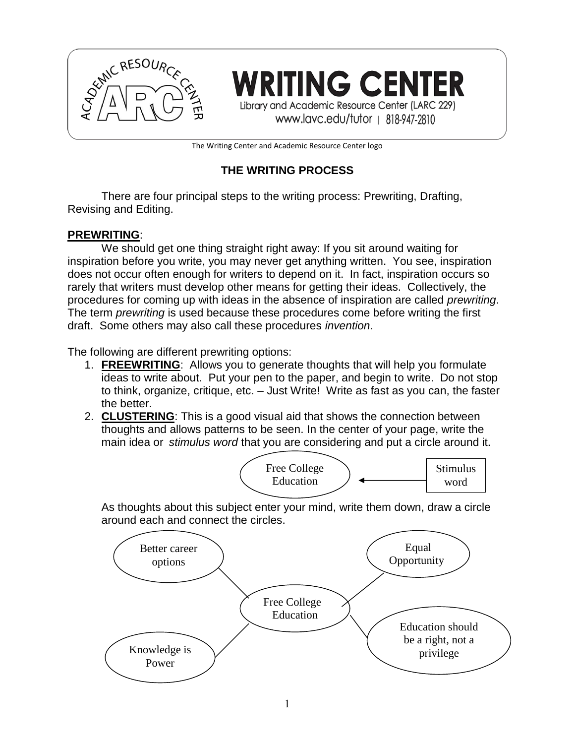WRITING CENTER

Library and Academic Resource Center (LARC 229)
www.lavc.edu/tutor | 818-947-2810

The Writing Center and Academic Resource Center logo

# THE WRITING PROCESS

There are four principal steps to the writing process: Prewriting, Drafting, Revising and Editing.

## PREWRITING:

We should get one thing straight right away: If you sit around waiting for inspiration before you write, you may never get anything written. You see, inspiration does not occur often enough for writers to depend on it. In fact, inspiration occurs so rarely that writers must develop other means for getting their ideas. Collectively, the procedures for coming up with ideas in the absence of inspiration are called *prewriting*. The term *prewriting* is used because these procedures come before writing the first draft. Some others may also call these procedures *invention*.

The following are different prewriting options:

1. **FREEWRITING**: Allows you to generate thoughts that will help you formulate ideas to write about. Put your pen to the paper, and begin to write. Do not stop to think, organize, critique, etc. – Just Write! Write as fast as you can, the faster the better.
2. **CLUSTERING**: This is a good visual aid that shows the connection between thoughts and allows patterns to be seen. In the center of your page, write the main idea or *stimulus word* that you are considering and put a circle around it.

   Free College Education ← Stimulus word

   As thoughts about this subject enter your mind, write them down, draw a circle around each and connect the circles.

   Free College Education — Better career options
   Free College Education — Equal Opportunity
   Free College Education — Education should be a right, not a privilege
   Free College Education — Knowledge is Power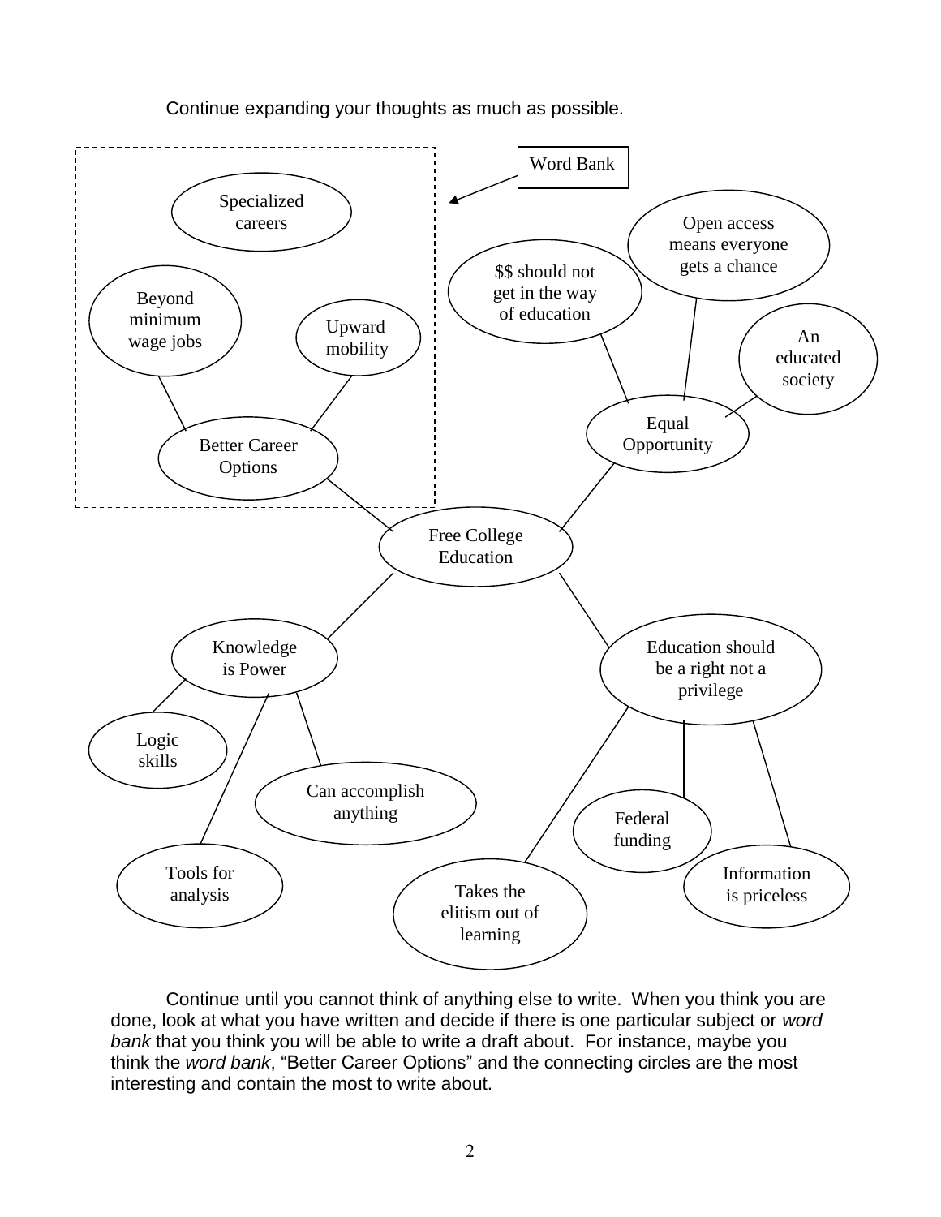Continue expanding your thoughts as much as possible.

Word Bank

- Free College Education
  - Better Career Options
    - Specialized careers
    - Beyond minimum wage jobs
    - Upward mobility
  - Equal Opportunity
    - $$ should not get in the way of education
    - Open access means everyone gets a chance
    - An educated society
  - Knowledge is Power
    - Logic skills
    - Tools for analysis
    - Can accomplish anything
  - Education should be a right not a privilege
    - Takes the elitism out of learning
    - Federal funding
    - Information is priceless

Continue until you cannot think of anything else to write. When you think you are done, look at what you have written and decide if there is one particular subject or *word bank* that you think you will be able to write a draft about. For instance, maybe you think the *word bank*, "Better Career Options" and the connecting circles are the most interesting and contain the most to write about.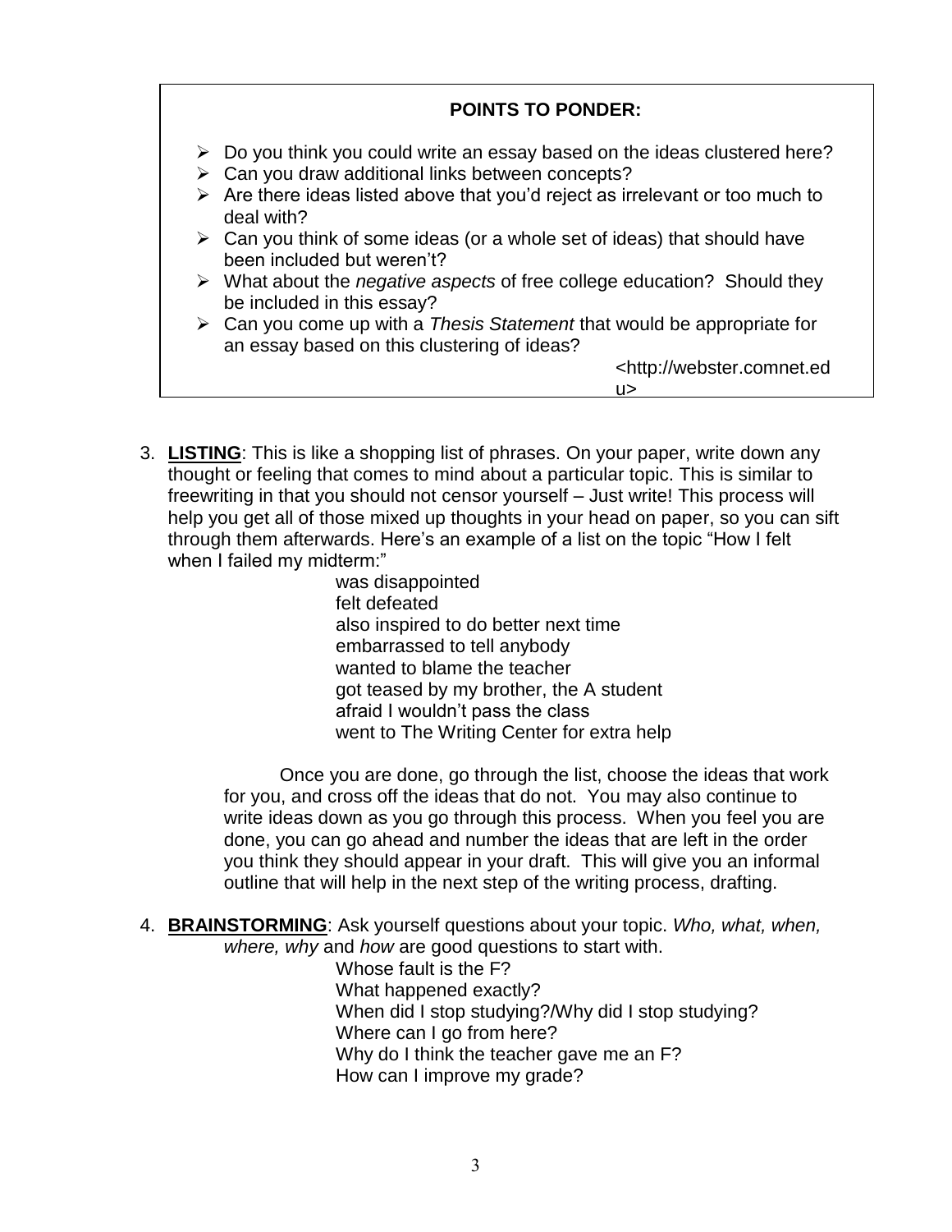**POINTS TO PONDER:**

- Do you think you could write an essay based on the ideas clustered here?
- Can you draw additional links between concepts?
- Are there ideas listed above that you'd reject as irrelevant or too much to deal with?
- Can you think of some ideas (or a whole set of ideas) that should have been included but weren't?
- What about the *negative aspects* of free college education? Should they be included in this essay?
- Can you come up with a *Thesis Statement* that would be appropriate for an essay based on this clustering of ideas?

<http://webster.comnet.edu>

3. **LISTING**: This is like a shopping list of phrases. On your paper, write down any thought or feeling that comes to mind about a particular topic. This is similar to freewriting in that you should not censor yourself – Just write! This process will help you get all of those mixed up thoughts in your head on paper, so you can sift through them afterwards. Here's an example of a list on the topic "How I felt when I failed my midterm:"

   was disappointed
   felt defeated
   also inspired to do better next time
   embarrassed to tell anybody
   wanted to blame the teacher
   got teased by my brother, the A student
   afraid I wouldn't pass the class
   went to The Writing Center for extra help

   Once you are done, go through the list, choose the ideas that work for you, and cross off the ideas that do not. You may also continue to write ideas down as you go through this process. When you feel you are done, you can go ahead and number the ideas that are left in the order you think they should appear in your draft. This will give you an informal outline that will help in the next step of the writing process, drafting.

4. **BRAINSTORMING**: Ask yourself questions about your topic. *Who, what, when, where, why* and *how* are good questions to start with.

   Whose fault is the F?
   What happened exactly?
   When did I stop studying?/Why did I stop studying?
   Where can I go from here?
   Why do I think the teacher gave me an F?
   How can I improve my grade?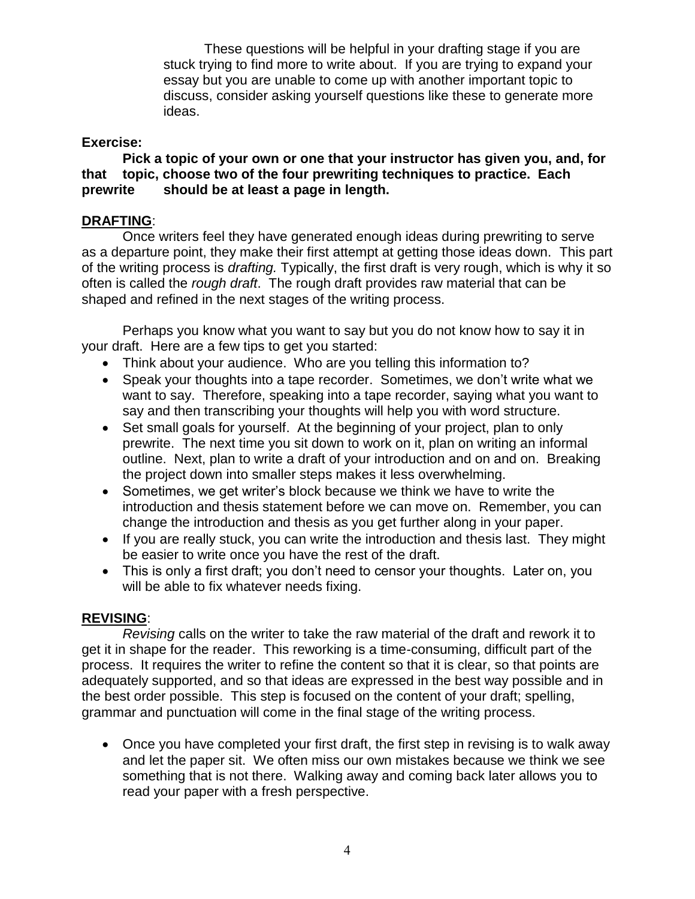These questions will be helpful in your drafting stage if you are stuck trying to find more to write about. If you are trying to expand your essay but you are unable to come up with another important topic to discuss, consider asking yourself questions like these to generate more ideas.

**Exercise:**

**Pick a topic of your own or one that your instructor has given you, and, for that topic, choose two of the four prewriting techniques to practice. Each prewrite should be at least a page in length.**

## DRAFTING:

Once writers feel they have generated enough ideas during prewriting to serve as a departure point, they make their first attempt at getting those ideas down. This part of the writing process is *drafting.* Typically, the first draft is very rough, which is why it so often is called the *rough draft*. The rough draft provides raw material that can be shaped and refined in the next stages of the writing process.

Perhaps you know what you want to say but you do not know how to say it in your draft. Here are a few tips to get you started:

- Think about your audience. Who are you telling this information to?
- Speak your thoughts into a tape recorder. Sometimes, we don't write what we want to say. Therefore, speaking into a tape recorder, saying what you want to say and then transcribing your thoughts will help you with word structure.
- Set small goals for yourself. At the beginning of your project, plan to only prewrite. The next time you sit down to work on it, plan on writing an informal outline. Next, plan to write a draft of your introduction and on and on. Breaking the project down into smaller steps makes it less overwhelming.
- Sometimes, we get writer's block because we think we have to write the introduction and thesis statement before we can move on. Remember, you can change the introduction and thesis as you get further along in your paper.
- If you are really stuck, you can write the introduction and thesis last. They might be easier to write once you have the rest of the draft.
- This is only a first draft; you don't need to censor your thoughts. Later on, you will be able to fix whatever needs fixing.

## REVISING:

*Revising* calls on the writer to take the raw material of the draft and rework it to get it in shape for the reader. This reworking is a time-consuming, difficult part of the process. It requires the writer to refine the content so that it is clear, so that points are adequately supported, and so that ideas are expressed in the best way possible and in the best order possible. This step is focused on the content of your draft; spelling, grammar and punctuation will come in the final stage of the writing process.

- Once you have completed your first draft, the first step in revising is to walk away and let the paper sit. We often miss our own mistakes because we think we see something that is not there. Walking away and coming back later allows you to read your paper with a fresh perspective.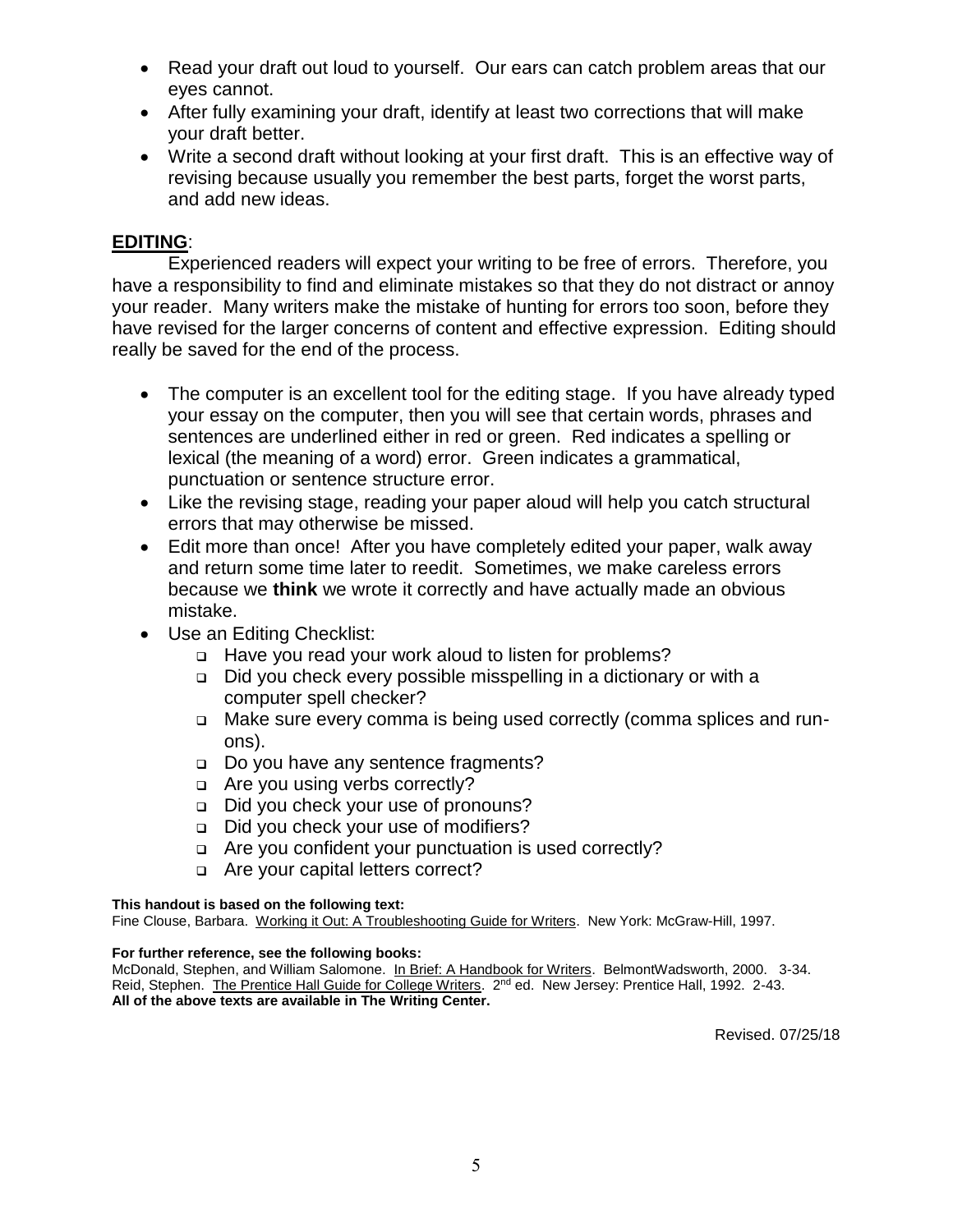- Read your draft out loud to yourself. Our ears can catch problem areas that our eyes cannot.
- After fully examining your draft, identify at least two corrections that will make your draft better.
- Write a second draft without looking at your first draft. This is an effective way of revising because usually you remember the best parts, forget the worst parts, and add new ideas.

## EDITING:

Experienced readers will expect your writing to be free of errors. Therefore, you have a responsibility to find and eliminate mistakes so that they do not distract or annoy your reader. Many writers make the mistake of hunting for errors too soon, before they have revised for the larger concerns of content and effective expression. Editing should really be saved for the end of the process.

- The computer is an excellent tool for the editing stage. If you have already typed your essay on the computer, then you will see that certain words, phrases and sentences are underlined either in red or green. Red indicates a spelling or lexical (the meaning of a word) error. Green indicates a grammatical, punctuation or sentence structure error.
- Like the revising stage, reading your paper aloud will help you catch structural errors that may otherwise be missed.
- Edit more than once! After you have completely edited your paper, walk away and return some time later to reedit. Sometimes, we make careless errors because we **think** we wrote it correctly and have actually made an obvious mistake.
- Use an Editing Checklist:
  - Have you read your work aloud to listen for problems?
  - Did you check every possible misspelling in a dictionary or with a computer spell checker?
  - Make sure every comma is being used correctly (comma splices and run-ons).
  - Do you have any sentence fragments?
  - Are you using verbs correctly?
  - Did you check your use of pronouns?
  - Did you check your use of modifiers?
  - Are you confident your punctuation is used correctly?
  - Are your capital letters correct?

**This handout is based on the following text:**
Fine Clouse, Barbara. Working it Out: A Troubleshooting Guide for Writers. New York: McGraw-Hill, 1997.

**For further reference, see the following books:**
McDonald, Stephen, and William Salomone. In Brief: A Handbook for Writers. BelmontWadsworth, 2000. 3-34.
Reid, Stephen. The Prentice Hall Guide for College Writers. 2nd ed. New Jersey: Prentice Hall, 1992. 2-43.
**All of the above texts are available in The Writing Center.**

Revised. 07/25/18